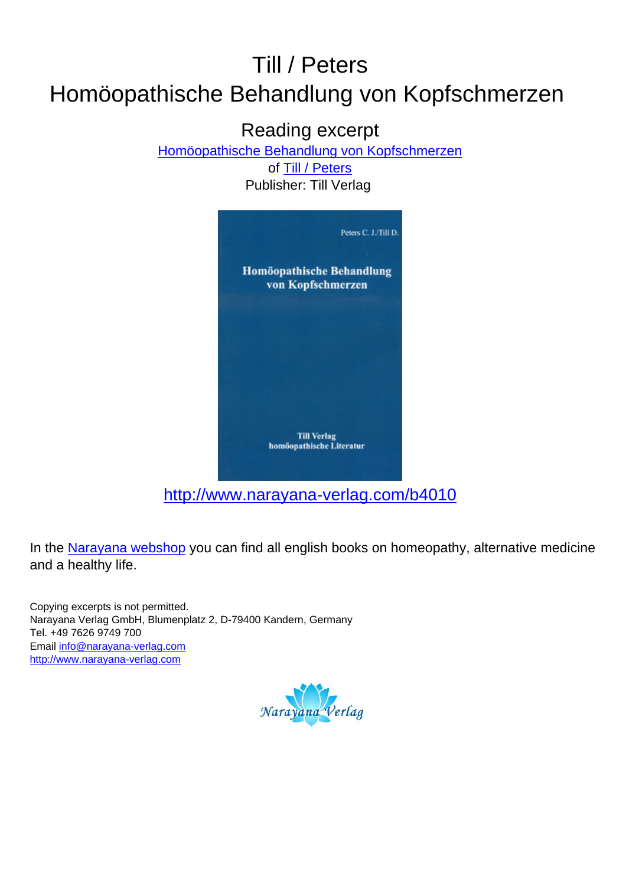# Till / Peters
# Homöopathische Behandlung von Kopfschmerzen

## Reading excerpt

[Homöopathische Behandlung von Kopfschmerzen](http://www.narayana-verlag.com/b4010)

of [Till / Peters](http://www.narayana-verlag.com/b4010)

Publisher: Till Verlag

Peters C. J./Till D.

**Homöopathische Behandlung von Kopfschmerzen**

**Till Verlag**
**homöopathische Literatur**

http://www.narayana-verlag.com/b4010

In the [Narayana webshop](http://www.narayana-verlag.com) you can find all english books on homeopathy, alternative medicine and a healthy life.

Copying excerpts is not permitted.
Narayana Verlag GmbH, Blumenplatz 2, D-79400 Kandern, Germany
Tel. +49 7626 9749 700
Email info@narayana-verlag.com
http://www.narayana-verlag.com

Narayana Verlag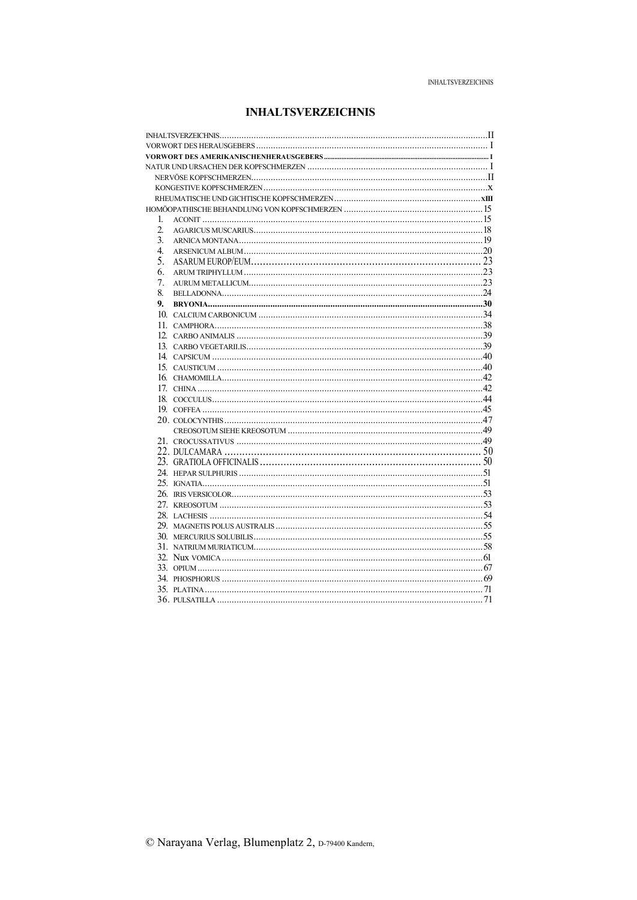# INHALTSVERZEICHNIS

INHALTSVERZEICHNIS .......................................................... II
VORWORT DES HERAUSGEBERS .......................................................... I
**VORWORT DES AMERIKANISCHENHERAUSGEBERS .......................................................... I**
NATUR UND URSACHEN DER KOPFSCHMERZEN .......................................................... I
NERVÖSE KOPFSCHMERZEN .......................................................... II
KONGESTIVE KOPFSCHMERZEN .......................................................... X
RHEUMATISCHE UND GICHTISCHE KOPFSCHMERZEN .......................................................... **XIII**
HOMÖOPATHISCHE BEHANDLUNG VON KOPFSCHMERZEN .......................................................... 15

1. ACONIT .......................................................... 15
2. AGARICUS MUSCARIUS .......................................................... 18
3. ARNICA MONTANA .......................................................... 19
4. ARSENICUM ALBUM .......................................................... 20
5. ASARUM EUROP/EUM .......................................................... 23
6. ARUM TRIPHYLLUM .......................................................... 23
7. AURUM METALLICUM .......................................................... 23
8. BELLADONNA .......................................................... 24
9. **BRYONIA .......................................................... 30**
10. CALCIUM CARBONICUM .......................................................... 34
11. CAMPHORA .......................................................... 38
12. CARBO ANIMALIS .......................................................... 39
13. CARBO VEGETARILIS .......................................................... 39
14. CAPSICUM .......................................................... 40
15. CAUSTICUM .......................................................... 40
16. CHAMOMILLA .......................................................... 42
17. CHINA .......................................................... 42
18. COCCULUS .......................................................... 44
19. COFFEA .......................................................... 45
20. COLOCYNTHIS .......................................................... 47
    CREOSOTUM SIEHE KREOSOTUM .......................................................... 49
21. CROCUSSATIVUS .......................................................... 49
22. DULCAMARA .......................................................... 50
23. GRATIOLA OFFICINALIS .......................................................... 50
24. HEPAR SULPHURIS .......................................................... 51
25. IGNATIA .......................................................... 51
26. IRIS VERSICOLOR .......................................................... 53
27. KREOSOTUM .......................................................... 53
28. LACHESIS .......................................................... 54
29. MAGNETIS POLUS AUSTRALIS .......................................................... 55
30. MERCURIUS SOLUBILIS .......................................................... 55
31. NATRIUM MURIATICUM .......................................................... 58
32. Nux VOMICA .......................................................... 61
33. OPIUM .......................................................... 67
34. PHOSPHORUS .......................................................... 69
35. PLATINA .......................................................... 71
36. PULSATILLA .......................................................... 71

© Narayana Verlag, Blumenplatz 2, D-79400 Kandern,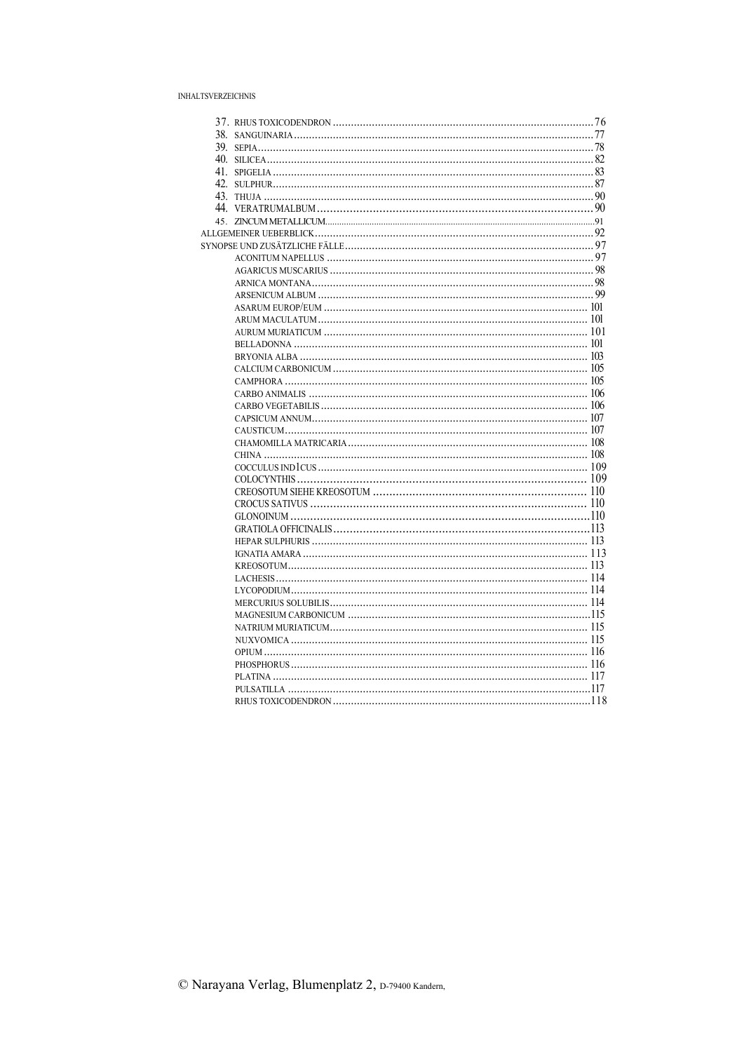37. RHUS TOXICODENDRON ........ 76
38. SANGUINARIA ........ 77
39. SEPIA ........ 78
40. SILICEA ........ 82
41. SPIGELIA ........ 83
42. SULPHUR ........ 87
43. THUJA ........ 90
44. VERATRUMALBUM ........ 90
45. ZINCUM METALLICUM ........ 91

ALLGEMEINER UEBERBLICK ........ 92

SYNOPSE UND ZUSÄTZLICHE FÄLLE ........ 97

- ACONITUM NAPELLUS ........ 97
- AGARICUS MUSCARIUS ........ 98
- ARNICA MONTANA ........ 98
- ARSENICUM ALBUM ........ 99
- ASARUM EUROP/EUM ........ 101
- ARUM MACULATUM ........ 101
- AURUM MURIATICUM ........ 101
- BELLADONNA ........ 101
- BRYONIA ALBA ........ 103
- CALCIUM CARBONICUM ........ 105
- CAMPHORA ........ 105
- CARBO ANIMALIS ........ 106
- CARBO VEGETABILIS ........ 106
- CAPSICUM ANNUM ........ 107
- CAUSTICUM ........ 107
- CHAMOMILLA MATRICARIA ........ 108
- CHINA ........ 108
- COCCULUS IND1CUS ........ 109
- COLOCYNTHIS ........ 109
- CREOSOTUM SIEHE KREOSOTUM ........ 110
- CROCUS SATIVUS ........ 110
- GLONOINUM ........ 110
- GRATIOLA OFFICINALIS ........ 113
- HEPAR SULPHURIS ........ 113
- IGNATIA AMARA ........ 113
- KREOSOTUM ........ 113
- LACHESIS ........ 114
- LYCOPODIUM ........ 114
- MERCURIUS SOLUBILIS ........ 114
- MAGNESIUM CARBONICUM ........ 115
- NATRIUM MURIATICUM ........ 115
- NUXVOMICA ........ 115
- OPIUM ........ 116
- PHOSPHORUS ........ 116
- PLATINA ........ 117
- PULSATILLA ........ 117
- RHUS TOXICODENDRON ........ 118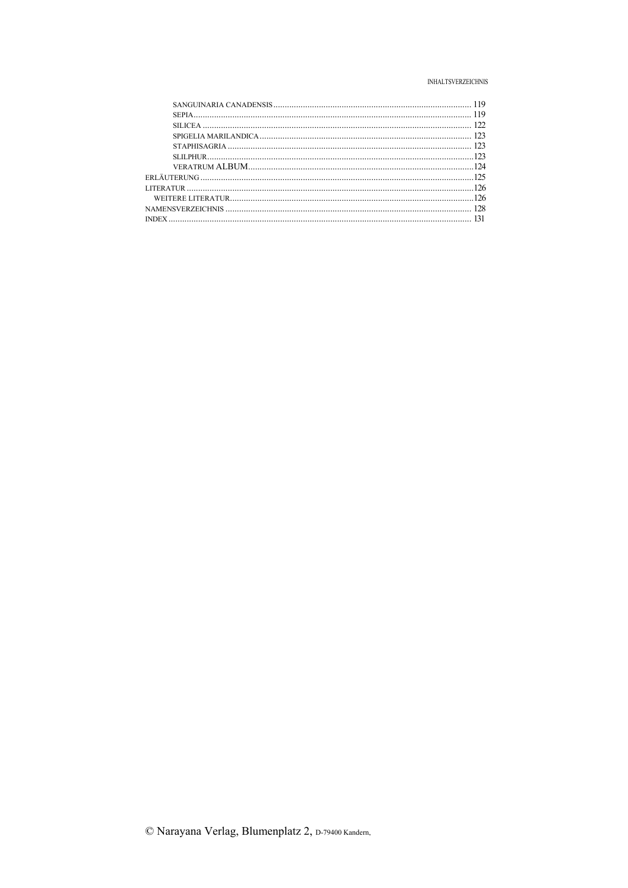- SANGUINARIA CANADENSIS ........ 119
- SEPIA ........ 119
- SILICEA ........ 122
- SPIGELIA MARILANDICA ........ 123
- STAPHISAGRIA ........ 123
- SLILPHUR ........ 123
- VERATRUM ALBUM ........ 124

ERLÄUTERUNG ........ 125

LITERATUR ........ 126

- WEITERE LITERATUR ........ 126

NAMENSVERZEICHNIS ........ 128

INDEX ........ 131

© Narayana Verlag, Blumenplatz 2, D-79400 Kandern,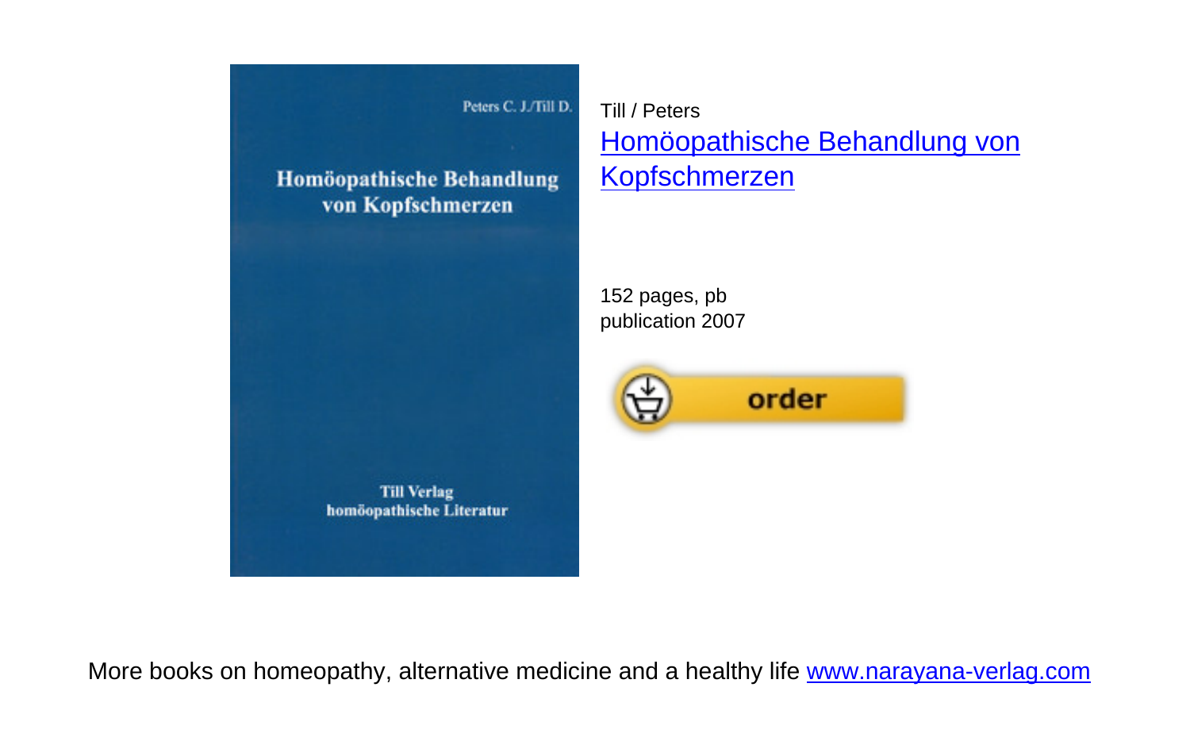Till / Peters

[Homöopathische Behandlung von Kopfschmerzen](Homöopathische Behandlung von Kopfschmerzen)

152 pages, pb
publication 2007

order

More books on homeopathy, alternative medicine and a healthy life [www.narayana-verlag.com](www.narayana-verlag.com)